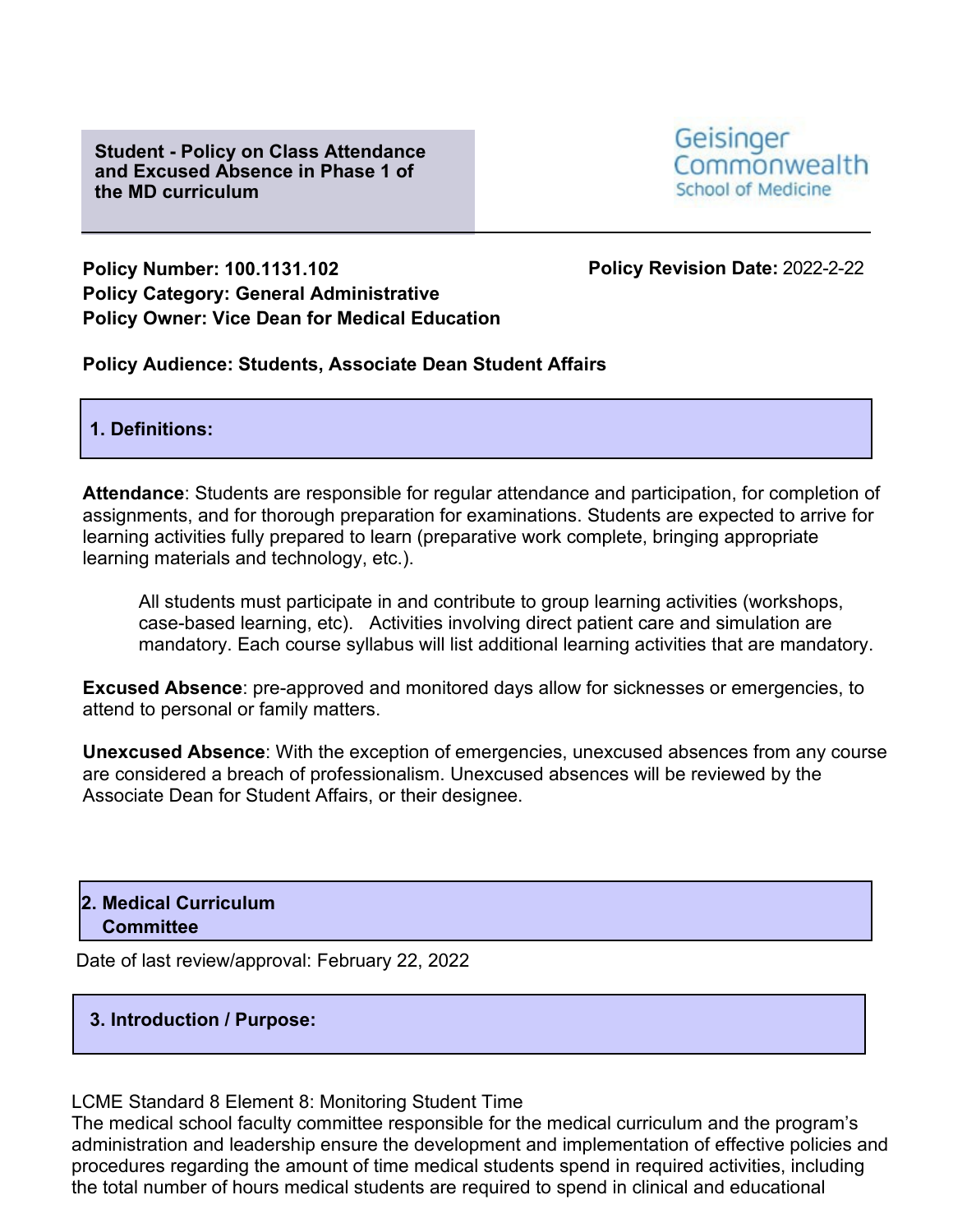**Student - Policy on Class Attendance and Excused Absence in Phase 1 of the MD curriculum**

Geisinger Commonwealth School of Medicine

**Policy Number: 100.1131.102**
**Policy Category: General Administrative**
**Policy Owner: Vice Dean for Medical Education**

**Policy Revision Date:** 2022-2-22

**Policy Audience: Students, Associate Dean Student Affairs**

## 1. Definitions:

**Attendance**: Students are responsible for regular attendance and participation, for completion of assignments, and for thorough preparation for examinations. Students are expected to arrive for learning activities fully prepared to learn (preparative work complete, bringing appropriate learning materials and technology, etc.).

> All students must participate in and contribute to group learning activities (workshops, case-based learning, etc). Activities involving direct patient care and simulation are mandatory. Each course syllabus will list additional learning activities that are mandatory.

**Excused Absence**: pre-approved and monitored days allow for sicknesses or emergencies, to attend to personal or family matters.

**Unexcused Absence**: With the exception of emergencies, unexcused absences from any course are considered a breach of professionalism. Unexcused absences will be reviewed by the Associate Dean for Student Affairs, or their designee.

## 2. Medical Curriculum Committee

Date of last review/approval: February 22, 2022

## 3. Introduction / Purpose:

LCME Standard 8 Element 8: Monitoring Student Time
The medical school faculty committee responsible for the medical curriculum and the program's administration and leadership ensure the development and implementation of effective policies and procedures regarding the amount of time medical students spend in required activities, including the total number of hours medical students are required to spend in clinical and educational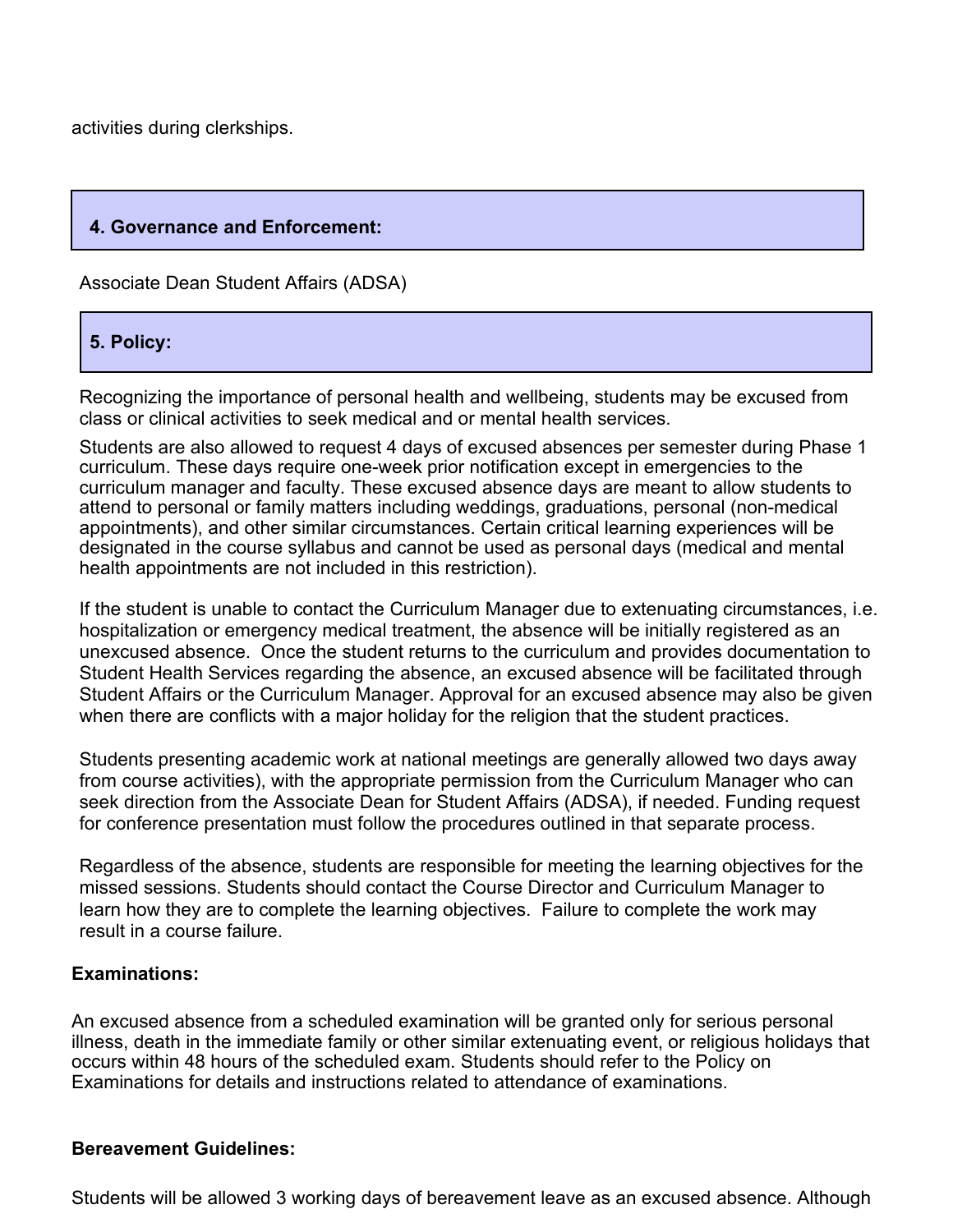activities during clerkships.

## 4. Governance and Enforcement:

Associate Dean Student Affairs (ADSA)

## 5. Policy:

Recognizing the importance of personal health and wellbeing, students may be excused from class or clinical activities to seek medical and or mental health services.

Students are also allowed to request 4 days of excused absences per semester during Phase 1 curriculum. These days require one-week prior notification except in emergencies to the curriculum manager and faculty. These excused absence days are meant to allow students to attend to personal or family matters including weddings, graduations, personal (non-medical appointments), and other similar circumstances. Certain critical learning experiences will be designated in the course syllabus and cannot be used as personal days (medical and mental health appointments are not included in this restriction).

If the student is unable to contact the Curriculum Manager due to extenuating circumstances, i.e. hospitalization or emergency medical treatment, the absence will be initially registered as an unexcused absence. Once the student returns to the curriculum and provides documentation to Student Health Services regarding the absence, an excused absence will be facilitated through Student Affairs or the Curriculum Manager. Approval for an excused absence may also be given when there are conflicts with a major holiday for the religion that the student practices.

Students presenting academic work at national meetings are generally allowed two days away from course activities), with the appropriate permission from the Curriculum Manager who can seek direction from the Associate Dean for Student Affairs (ADSA), if needed. Funding request for conference presentation must follow the procedures outlined in that separate process.

Regardless of the absence, students are responsible for meeting the learning objectives for the missed sessions. Students should contact the Course Director and Curriculum Manager to learn how they are to complete the learning objectives. Failure to complete the work may result in a course failure.

**Examinations:**

An excused absence from a scheduled examination will be granted only for serious personal illness, death in the immediate family or other similar extenuating event, or religious holidays that occurs within 48 hours of the scheduled exam. Students should refer to the Policy on Examinations for details and instructions related to attendance of examinations.

**Bereavement Guidelines:**

Students will be allowed 3 working days of bereavement leave as an excused absence. Although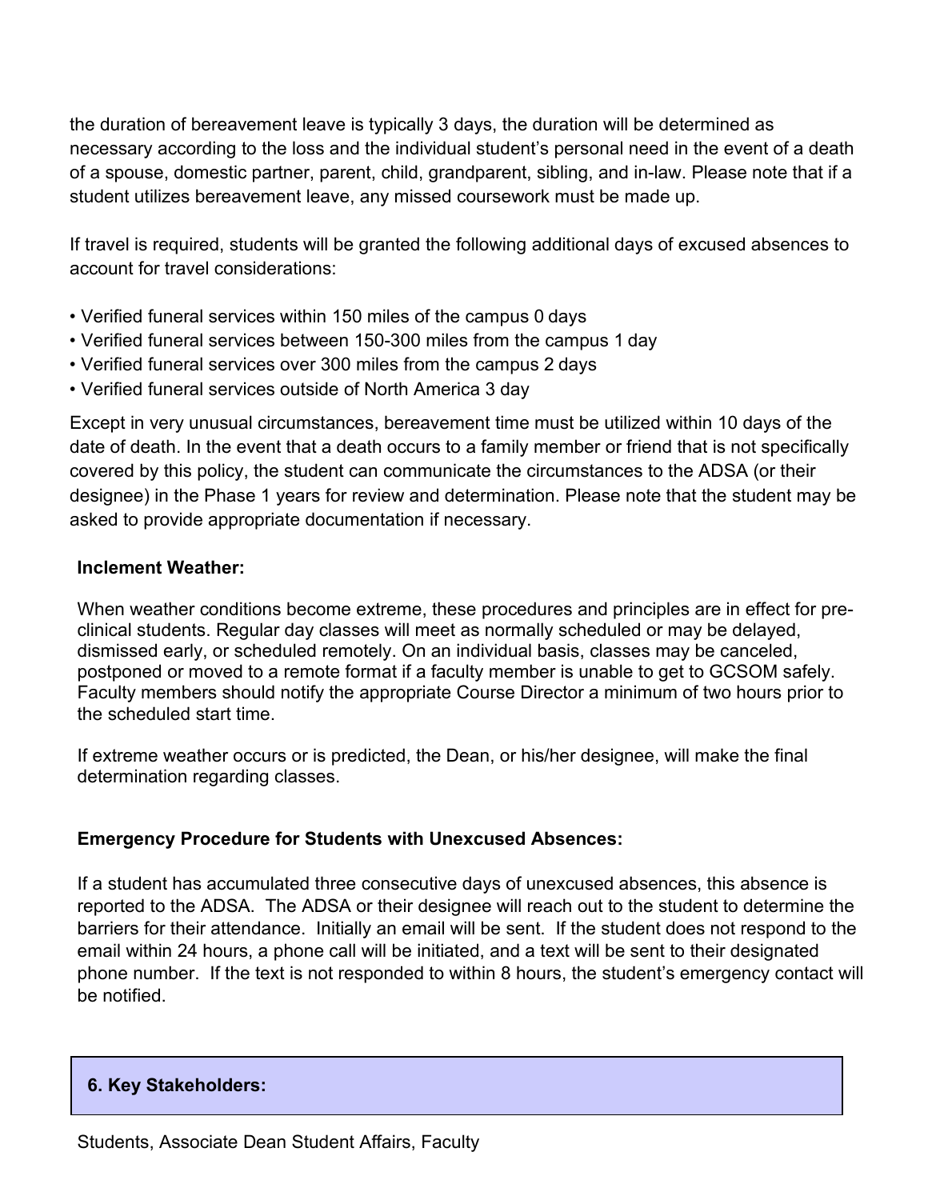the duration of bereavement leave is typically 3 days, the duration will be determined as necessary according to the loss and the individual student's personal need in the event of a death of a spouse, domestic partner, parent, child, grandparent, sibling, and in-law. Please note that if a student utilizes bereavement leave, any missed coursework must be made up.

If travel is required, students will be granted the following additional days of excused absences to account for travel considerations:

- Verified funeral services within 150 miles of the campus 0 days
- Verified funeral services between 150-300 miles from the campus 1 day
- Verified funeral services over 300 miles from the campus 2 days
- Verified funeral services outside of North America 3 day

Except in very unusual circumstances, bereavement time must be utilized within 10 days of the date of death. In the event that a death occurs to a family member or friend that is not specifically covered by this policy, the student can communicate the circumstances to the ADSA (or their designee) in the Phase 1 years for review and determination. Please note that the student may be asked to provide appropriate documentation if necessary.

**Inclement Weather:**

When weather conditions become extreme, these procedures and principles are in effect for pre-clinical students. Regular day classes will meet as normally scheduled or may be delayed, dismissed early, or scheduled remotely. On an individual basis, classes may be canceled, postponed or moved to a remote format if a faculty member is unable to get to GCSOM safely. Faculty members should notify the appropriate Course Director a minimum of two hours prior to the scheduled start time.

If extreme weather occurs or is predicted, the Dean, or his/her designee, will make the final determination regarding classes.

**Emergency Procedure for Students with Unexcused Absences:**

If a student has accumulated three consecutive days of unexcused absences, this absence is reported to the ADSA. The ADSA or their designee will reach out to the student to determine the barriers for their attendance. Initially an email will be sent. If the student does not respond to the email within 24 hours, a phone call will be initiated, and a text will be sent to their designated phone number. If the text is not responded to within 8 hours, the student's emergency contact will be notified.

## 6. Key Stakeholders:

Students, Associate Dean Student Affairs, Faculty